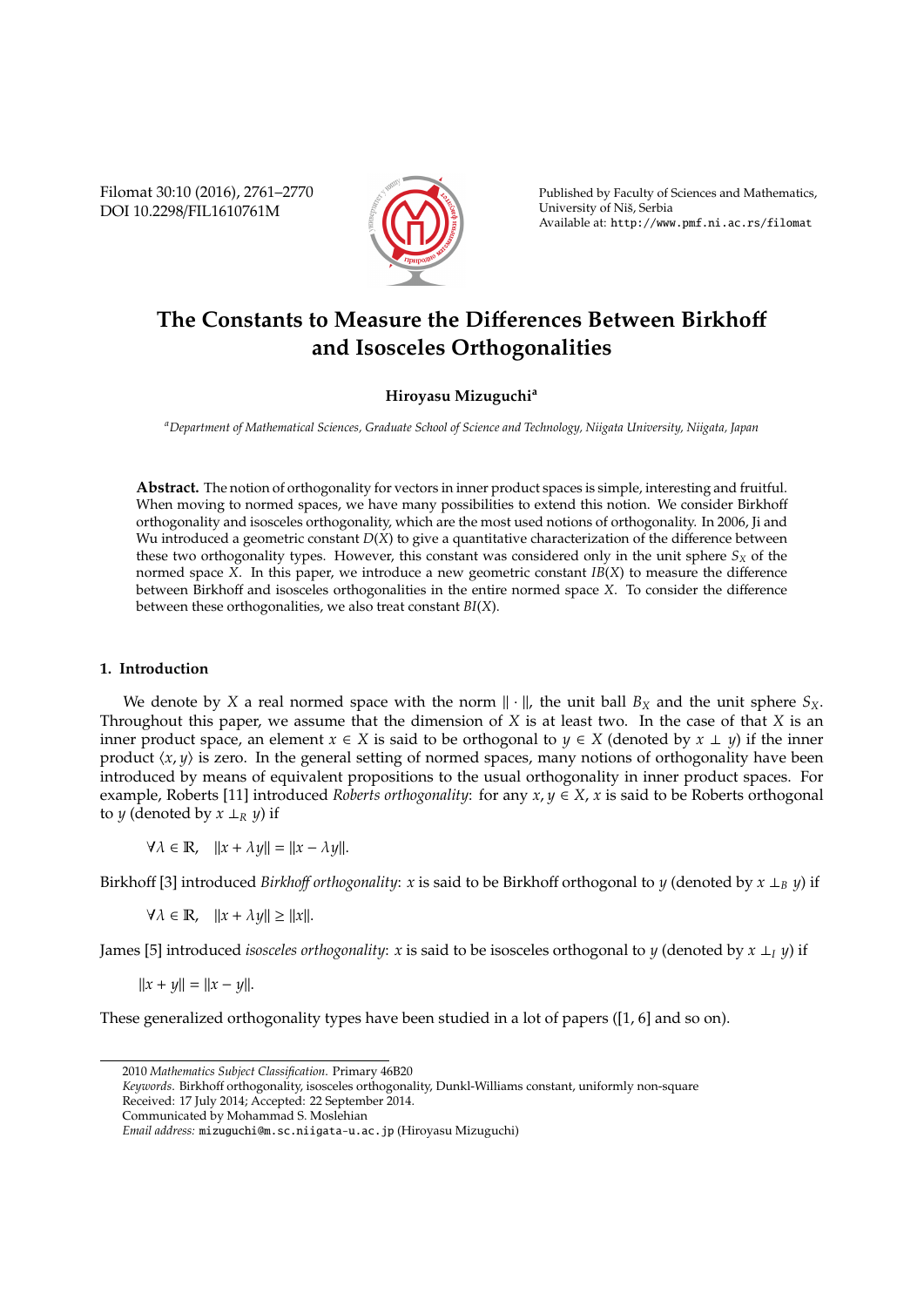# The Constants to Measure the Differences Between Birkhoff and Isosceles Orthogonalities

**Hiroyasu Mizuguchi**[a]

[a] *Department of Mathematical Sciences, Graduate School of Science and Technology, Niigata University, Niigata, Japan*

**Abstract.** The notion of orthogonality for vectors in inner product spaces is simple, interesting and fruitful. When moving to normed spaces, we have many possibilities to extend this notion. We consider Birkhoff orthogonality and isosceles orthogonality, which are the most used notions of orthogonality. In 2006, Ji and Wu introduced a geometric constant $D(X)$ to give a quantitative characterization of the difference between these two orthogonality types. However, this constant was considered only in the unit sphere $S_X$ of the normed space $X$. In this paper, we introduce a new geometric constant $IB(X)$ to measure the difference between Birkhoff and isosceles orthogonalities in the entire normed space $X$. To consider the difference between these orthogonalities, we also treat constant $BI(X)$.

## 1. Introduction

We denote by $X$ a real normed space with the norm $\|\cdot\|$, the unit ball $B_X$ and the unit sphere $S_X$. Throughout this paper, we assume that the dimension of $X$ is at least two. In the case of that $X$ is an inner product space, an element $x \in X$ is said to be orthogonal to $y \in X$ (denoted by $x \perp y$) if the inner product $\langle x, y \rangle$ is zero. In the general setting of normed spaces, many notions of orthogonality have been introduced by means of equivalent propositions to the usual orthogonality in inner product spaces. For example, Roberts [11] introduced *Roberts orthogonality*: for any $x, y \in X$, $x$ is said to be Roberts orthogonal to $y$ (denoted by $x \perp_R y$) if

$$\forall \lambda \in \mathbb{R}, \quad \|x + \lambda y\| = \|x - \lambda y\|.$$

Birkhoff [3] introduced *Birkhoff orthogonality*: $x$ is said to be Birkhoff orthogonal to $y$ (denoted by $x \perp_B y$) if

$$\forall \lambda \in \mathbb{R}, \quad \|x + \lambda y\| \geq \|x\|.$$

James [5] introduced *isosceles orthogonality*: $x$ is said to be isosceles orthogonal to $y$ (denoted by $x \perp_I y$) if

$$\|x + y\| = \|x - y\|.$$

These generalized orthogonality types have been studied in a lot of papers ([1, 6] and so on).

---

2010 *Mathematics Subject Classification*. Primary 46B20

*Keywords*. Birkhoff orthogonality, isosceles orthogonality, Dunkl-Williams constant, uniformly non-square

Received: 17 July 2014; Accepted: 22 September 2014.

Communicated by Mohammad S. Moslehian

*Email address:* mizuguchi@m.sc.niigata-u.ac.jp (Hiroyasu Mizuguchi)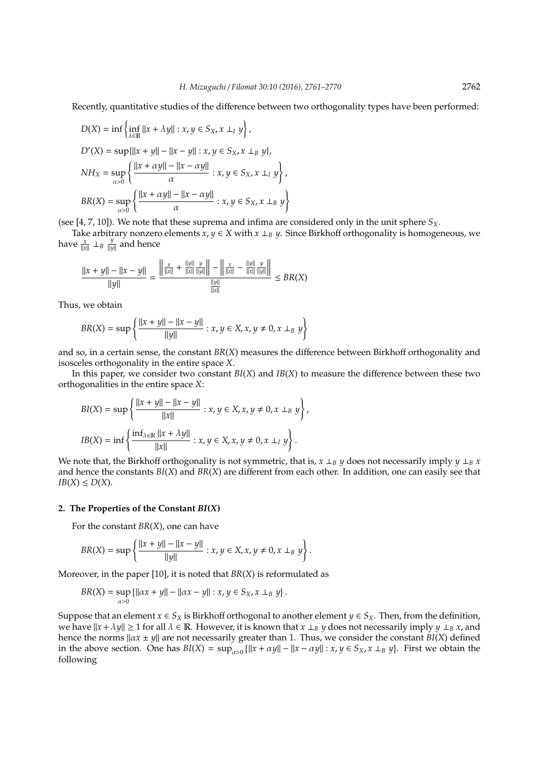Recently, quantitative studies of the difference between two orthogonality types have been performed:

$$D(X) = \inf \left\{ \inf_{\lambda \in \mathbb{R}} \|x + \lambda y\| : x, y \in S_X, x \perp_I y \right\},$$

$$D'(X) = \sup\{\|x + y\| - \|x - y\| : x, y \in S_X, x \perp_B y\},$$

$$NH_X = \sup_{\alpha > 0} \left\{ \frac{\|x + \alpha y\| - \|x - \alpha y\|}{\alpha} : x, y \in S_X, x \perp_I y \right\},$$

$$BR(X) = \sup_{\alpha > 0} \left\{ \frac{\|x + \alpha y\| - \|x - \alpha y\|}{\alpha} : x, y \in S_X, x \perp_B y \right\}$$

(see [4, 7, 10]). We note that these suprema and infima are considered only in the unit sphere $S_X$.

Take arbitrary nonzero elements $x, y \in X$ with $x \perp_B y$. Since Birkhoff orthogonality is homogeneous, we have $\frac{x}{\|x\|} \perp_B \frac{y}{\|y\|}$ and hence

$$\frac{\|x + y\| - \|x - y\|}{\|y\|} = \frac{\left\| \frac{x}{\|x\|} + \frac{\|y\|}{\|x\|} \frac{y}{\|y\|} \right\| - \left\| \frac{x}{\|x\|} - \frac{\|y\|}{\|x\|} \frac{y}{\|y\|} \right\|}{\frac{\|y\|}{\|x\|}} \leq BR(X)$$

Thus, we obtain

$$BR(X) = \sup \left\{ \frac{\|x + y\| - \|x - y\|}{\|y\|} : x, y \in X, x, y \neq 0, x \perp_B y \right\}$$

and so, in a certain sense, the constant $BR(X)$ measures the difference between Birkhoff orthogonality and isosceles orthogonality in the entire space $X$.

In this paper, we consider two constant $BI(X)$ and $IB(X)$ to measure the difference between these two orthogonalities in the entire space $X$:

$$BI(X) = \sup \left\{ \frac{\|x + y\| - \|x - y\|}{\|x\|} : x, y \in X, x, y \neq 0, x \perp_B y \right\},$$

$$IB(X) = \inf \left\{ \frac{\inf_{\lambda \in \mathbb{R}} \|x + \lambda y\|}{\|x\|} : x, y \in X, x, y \neq 0, x \perp_I y \right\}.$$

We note that, the Birkhoff orthogonality is not symmetric, that is, $x \perp_B y$ does not necessarily imply $y \perp_B x$ and hence the constants $BI(X)$ and $BR(X)$ are different from each other. In addition, one can easily see that $IB(X) \leq D(X)$.

## 2. The Properties of the Constant $BI(X)$

For the constant $BR(X)$, one can have

$$BR(X) = \sup \left\{ \frac{\|x + y\| - \|x - y\|}{\|y\|} : x, y \in X, x, y \neq 0, x \perp_B y \right\}.$$

Moreover, in the paper [10], it is noted that $BR(X)$ is reformulated as

$$BR(X) = \sup_{\alpha > 0} \{\|\alpha x + y\| - \|\alpha x - y\| : x, y \in S_X, x \perp_B y\}.$$

Suppose that an element $x \in S_X$ is Birkhoff orthogonal to another element $y \in S_X$. Then, from the definition, we have $\|x + \lambda y\| \geq 1$ for all $\lambda \in \mathbb{R}$. However, it is known that $x \perp_B y$ does not necessarily imply $y \perp_B x$, and hence the norms $\|\alpha x \pm y\|$ are not necessarily greater than 1. Thus, we consider the constant $BI(X)$ defined in the above section. One has $BI(X) = \sup_{\alpha > 0} \{\|x + \alpha y\| - \|x - \alpha y\| : x, y \in S_X, x \perp_B y\}$. First we obtain the following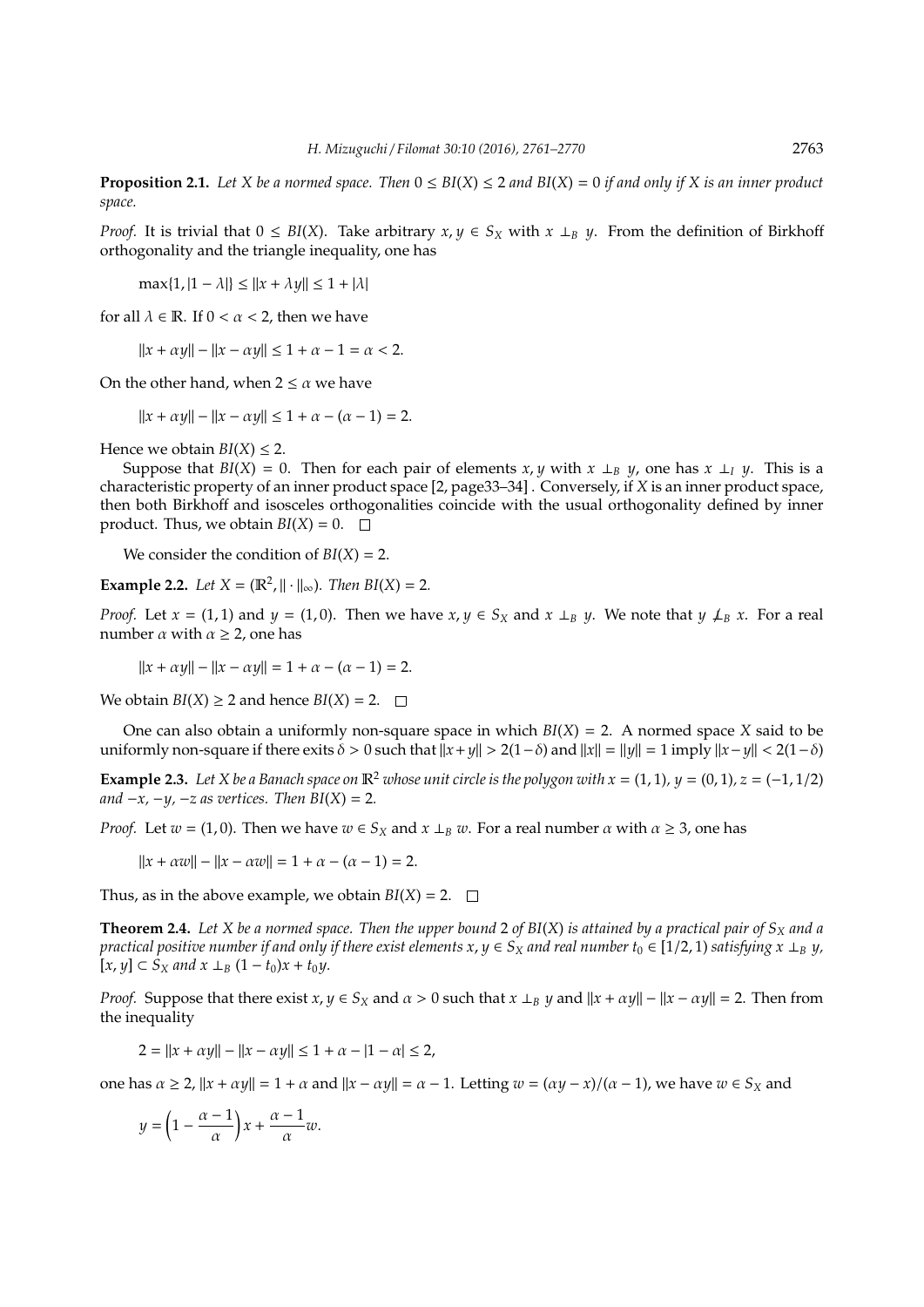**Proposition 2.1.** *Let $X$ be a normed space. Then $0 \le BI(X) \le 2$ and $BI(X) = 0$ if and only if $X$ is an inner product space.*

*Proof.* It is trivial that $0 \le BI(X)$. Take arbitrary $x, y \in S_X$ with $x \perp_B y$. From the definition of Birkhoff orthogonality and the triangle inequality, one has

$$\max\{1, |1 - \lambda|\} \le \|x + \lambda y\| \le 1 + |\lambda|$$

for all $\lambda \in \mathbb{R}$. If $0 < \alpha < 2$, then we have

$$\|x + \alpha y\| - \|x - \alpha y\| \le 1 + \alpha - 1 = \alpha < 2.$$

On the other hand, when $2 \le \alpha$ we have

$$\|x + \alpha y\| - \|x - \alpha y\| \le 1 + \alpha - (\alpha - 1) = 2.$$

Hence we obtain $BI(X) \le 2$.

Suppose that $BI(X) = 0$. Then for each pair of elements $x, y$ with $x \perp_B y$, one has $x \perp_I y$. This is a characteristic property of an inner product space [2, page33–34] . Conversely, if $X$ is an inner product space, then both Birkhoff and isosceles orthogonalities coincide with the usual orthogonality defined by inner product. Thus, we obtain $BI(X) = 0$. $\square$

We consider the condition of $BI(X) = 2$.

**Example 2.2.** *Let $X = (\mathbb{R}^2, \|\cdot\|_\infty)$. Then $BI(X) = 2$.*

*Proof.* Let $x = (1, 1)$ and $y = (1, 0)$. Then we have $x, y \in S_X$ and $x \perp_B y$. We note that $y \not\perp_B x$. For a real number $\alpha$ with $\alpha \ge 2$, one has

$$\|x + \alpha y\| - \|x - \alpha y\| = 1 + \alpha - (\alpha - 1) = 2.$$

We obtain $BI(X) \ge 2$ and hence $BI(X) = 2$. $\square$

One can also obtain a uniformly non-square space in which $BI(X) = 2$. A normed space $X$ said to be uniformly non-square if there exits $\delta > 0$ such that $\|x + y\| > 2(1-\delta)$ and $\|x\| = \|y\| = 1$ imply $\|x - y\| < 2(1-\delta)$

**Example 2.3.** *Let $X$ be a Banach space on $\mathbb{R}^2$ whose unit circle is the polygon with $x = (1, 1)$, $y = (0, 1)$, $z = (-1, 1/2)$ and $-x, -y, -z$ as vertices. Then $BI(X) = 2$.*

*Proof.* Let $w = (1, 0)$. Then we have $w \in S_X$ and $x \perp_B w$. For a real number $\alpha$ with $\alpha \ge 3$, one has

$$\|x + \alpha w\| - \|x - \alpha w\| = 1 + \alpha - (\alpha - 1) = 2.$$

Thus, as in the above example, we obtain $BI(X) = 2$. $\square$

**Theorem 2.4.** *Let $X$ be a normed space. Then the upper bound 2 of $BI(X)$ is attained by a practical pair of $S_X$ and a practical positive number if and only if there exist elements $x, y \in S_X$ and real number $t_0 \in [1/2, 1)$ satisfying $x \perp_B y$, $[x, y] \subset S_X$ and $x \perp_B (1 - t_0)x + t_0 y$.*

*Proof.* Suppose that there exist $x, y \in S_X$ and $\alpha > 0$ such that $x \perp_B y$ and $\|x + \alpha y\| - \|x - \alpha y\| = 2$. Then from the inequality

$$2 = \|x + \alpha y\| - \|x - \alpha y\| \le 1 + \alpha - |1 - \alpha| \le 2,$$

one has $\alpha \ge 2$, $\|x + \alpha y\| = 1 + \alpha$ and $\|x - \alpha y\| = \alpha - 1$. Letting $w = (\alpha y - x)/(\alpha - 1)$, we have $w \in S_X$ and

$$y = \left(1 - \frac{\alpha - 1}{\alpha}\right)x + \frac{\alpha - 1}{\alpha}w.$$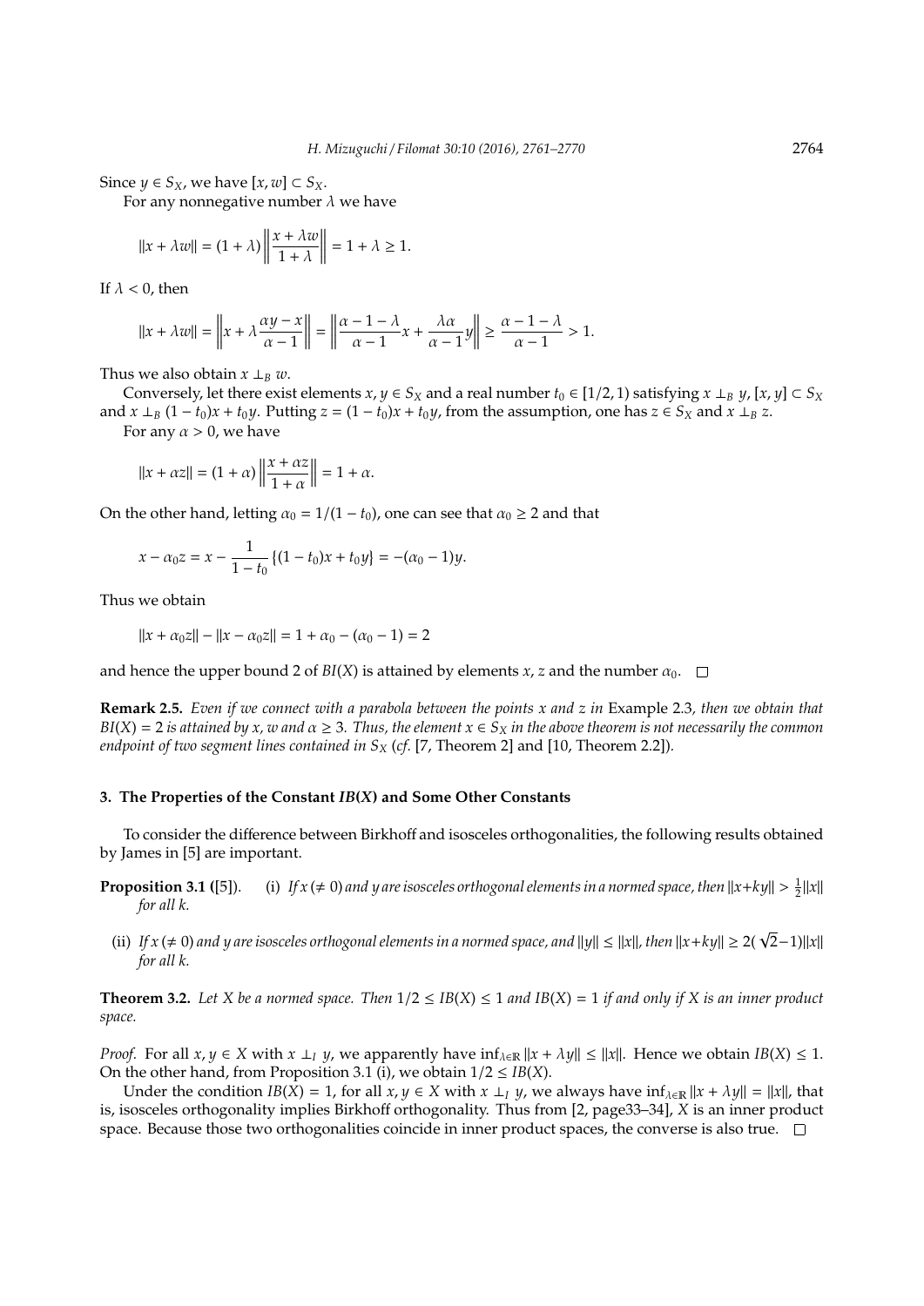Since $y \in S_X$, we have $[x, w] \subset S_X$.

For any nonnegative number $\lambda$ we have

$$\|x + \lambda w\| = (1 + \lambda) \left\| \frac{x + \lambda w}{1 + \lambda} \right\| = 1 + \lambda \geq 1.$$

If $\lambda < 0$, then

$$\|x + \lambda w\| = \left\| x + \lambda \frac{\alpha y - x}{\alpha - 1} \right\| = \left\| \frac{\alpha - 1 - \lambda}{\alpha - 1} x + \frac{\lambda \alpha}{\alpha - 1} y \right\| \geq \frac{\alpha - 1 - \lambda}{\alpha - 1} > 1.$$

Thus we also obtain $x \perp_B w$.

Conversely, let there exist elements $x, y \in S_X$ and a real number $t_0 \in [1/2, 1)$ satisfying $x \perp_B y$, $[x, y] \subset S_X$ and $x \perp_B (1 - t_0)x + t_0 y$. Putting $z = (1 - t_0)x + t_0 y$, from the assumption, one has $z \in S_X$ and $x \perp_B z$.

For any $\alpha > 0$, we have

$$\|x + \alpha z\| = (1 + \alpha) \left\| \frac{x + \alpha z}{1 + \alpha} \right\| = 1 + \alpha.$$

On the other hand, letting $\alpha_0 = 1/(1 - t_0)$, one can see that $\alpha_0 \geq 2$ and that

$$x - \alpha_0 z = x - \frac{1}{1 - t_0} \{(1 - t_0)x + t_0 y\} = -(\alpha_0 - 1)y.$$

Thus we obtain

$$\|x + \alpha_0 z\| - \|x - \alpha_0 z\| = 1 + \alpha_0 - (\alpha_0 - 1) = 2$$

and hence the upper bound 2 of $BI(X)$ is attained by elements $x, z$ and the number $\alpha_0$. $\square$

**Remark 2.5.** *Even if we connect with a parabola between the points $x$ and $z$ in* Example 2.3, *then we obtain that $BI(X) = 2$ is attained by $x$, $w$ and $\alpha \geq 3$. Thus, the element $x \in S_X$ in the above theorem is not necessarily the common endpoint of two segment lines contained in $S_X$ (cf.* [7, Theorem 2] *and* [10, Theorem 2.2]*).*

## 3. The Properties of the Constant $IB(X)$ and Some Other Constants

To consider the difference between Birkhoff and isosceles orthogonalities, the following results obtained by James in [5] are important.

**Proposition 3.1** ([5]). (i) *If $x\,(\neq 0)$ and $y$ are isosceles orthogonal elements in a normed space, then $\|x + ky\| > \frac{1}{2}\|x\|$ for all $k$.*

(ii) *If $x\,(\neq 0)$ and $y$ are isosceles orthogonal elements in a normed space, and $\|y\| \leq \|x\|$, then $\|x + ky\| \geq 2(\sqrt{2} - 1)\|x\|$ for all $k$.*

**Theorem 3.2.** *Let $X$ be a normed space. Then $1/2 \leq IB(X) \leq 1$ and $IB(X) = 1$ if and only if $X$ is an inner product space.*

*Proof.* For all $x, y \in X$ with $x \perp_I y$, we apparently have $\inf_{\lambda \in \mathbb{R}} \|x + \lambda y\| \leq \|x\|$. Hence we obtain $IB(X) \leq 1$. On the other hand, from Proposition 3.1 (i), we obtain $1/2 \leq IB(X)$.

Under the condition $IB(X) = 1$, for all $x, y \in X$ with $x \perp_I y$, we always have $\inf_{\lambda \in \mathbb{R}} \|x + \lambda y\| = \|x\|$, that is, isosceles orthogonality implies Birkhoff orthogonality. Thus from [2, page33–34], $X$ is an inner product space. Because those two orthogonalities coincide in inner product spaces, the converse is also true. $\square$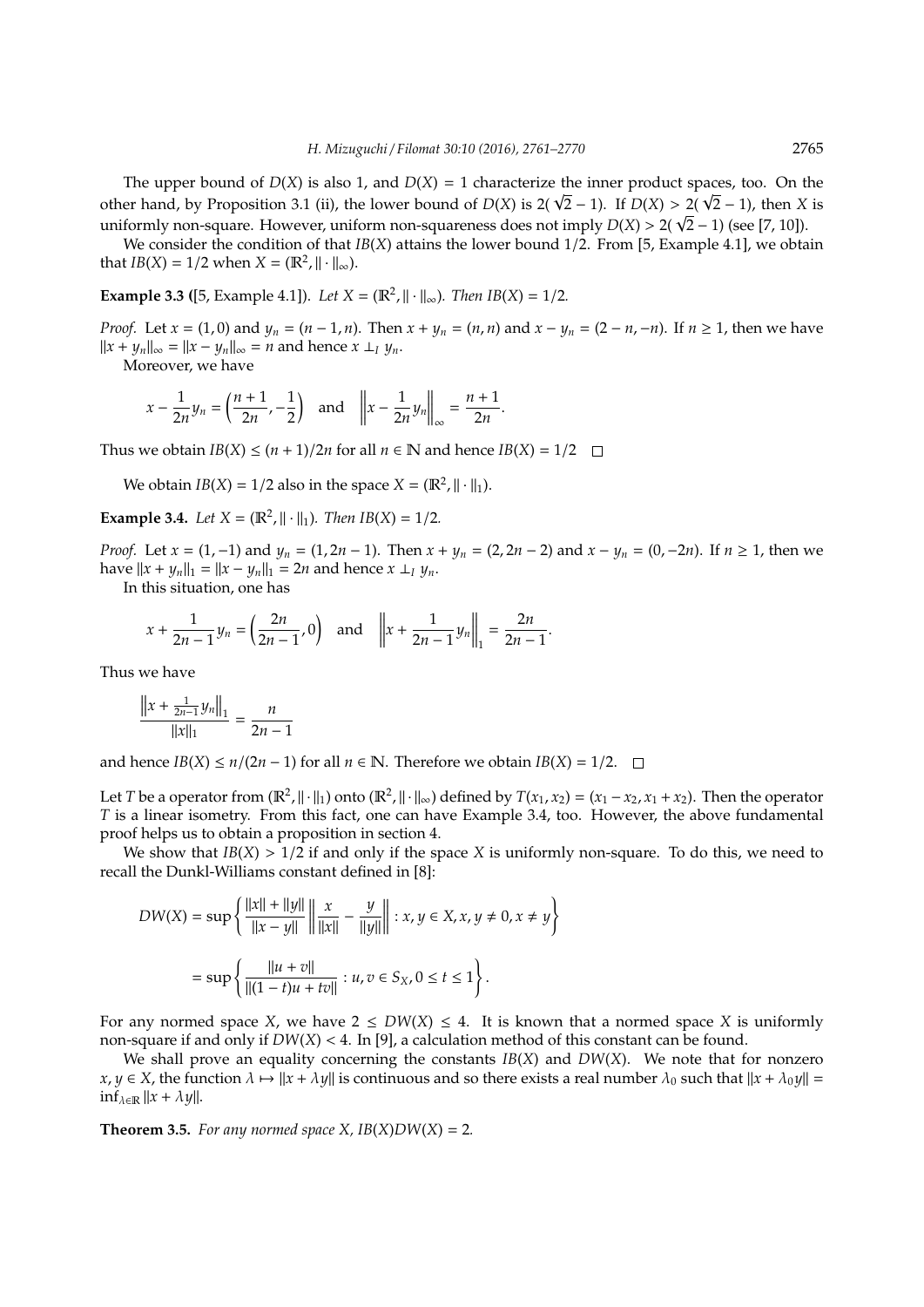The upper bound of $D(X)$ is also 1, and $D(X) = 1$ characterize the inner product spaces, too. On the other hand, by Proposition 3.1 (ii), the lower bound of $D(X)$ is $2(\sqrt{2}-1)$. If $D(X) > 2(\sqrt{2}-1)$, then $X$ is uniformly non-square. However, uniform non-squareness does not imply $D(X) > 2(\sqrt{2}-1)$ (see [7, 10]).

We consider the condition of that $IB(X)$ attains the lower bound 1/2. From [5, Example 4.1], we obtain that $IB(X) = 1/2$ when $X = (\mathbb{R}^2, \|\cdot\|_\infty)$.

**Example 3.3** ([5, Example 4.1]). *Let $X = (\mathbb{R}^2, \|\cdot\|_\infty)$. Then $IB(X) = 1/2$.*

*Proof.* Let $x = (1, 0)$ and $y_n = (n-1, n)$. Then $x + y_n = (n, n)$ and $x - y_n = (2-n, -n)$. If $n \geq 1$, then we have $\|x + y_n\|_\infty = \|x - y_n\|_\infty = n$ and hence $x \perp_I y_n$.

Moreover, we have

$$x - \frac{1}{2n}y_n = \left(\frac{n+1}{2n}, -\frac{1}{2}\right) \quad \text{and} \quad \left\|x - \frac{1}{2n}y_n\right\|_\infty = \frac{n+1}{2n}.$$

Thus we obtain $IB(X) \leq (n+1)/2n$ for all $n \in \mathbb{N}$ and hence $IB(X) = 1/2$ $\square$

We obtain $IB(X) = 1/2$ also in the space $X = (\mathbb{R}^2, \|\cdot\|_1)$.

**Example 3.4.** *Let $X = (\mathbb{R}^2, \|\cdot\|_1)$. Then $IB(X) = 1/2$.*

*Proof.* Let $x = (1, -1)$ and $y_n = (1, 2n-1)$. Then $x + y_n = (2, 2n-2)$ and $x - y_n = (0, -2n)$. If $n \geq 1$, then we have $\|x + y_n\|_1 = \|x - y_n\|_1 = 2n$ and hence $x \perp_I y_n$.

In this situation, one has

$$x + \frac{1}{2n-1}y_n = \left(\frac{2n}{2n-1}, 0\right) \quad \text{and} \quad \left\|x + \frac{1}{2n-1}y_n\right\|_1 = \frac{2n}{2n-1}.$$

Thus we have

$$\frac{\left\|x + \frac{1}{2n-1}y_n\right\|_1}{\|x\|_1} = \frac{n}{2n-1}$$

and hence $IB(X) \leq n/(2n-1)$ for all $n \in \mathbb{N}$. Therefore we obtain $IB(X) = 1/2$. $\square$

Let $T$ be a operator from $(\mathbb{R}^2, \|\cdot\|_1)$ onto $(\mathbb{R}^2, \|\cdot\|_\infty)$ defined by $T(x_1, x_2) = (x_1 - x_2, x_1 + x_2)$. Then the operator $T$ is a linear isometry. From this fact, one can have Example 3.4, too. However, the above fundamental proof helps us to obtain a proposition in section 4.

We show that $IB(X) > 1/2$ if and only if the space $X$ is uniformly non-square. To do this, we need to recall the Dunkl-Williams constant defined in [8]:

$$DW(X) = \sup\left\{\frac{\|x\| + \|y\|}{\|x - y\|}\left\|\frac{x}{\|x\|} - \frac{y}{\|y\|}\right\| : x, y \in X, x, y \neq 0, x \neq y\right\}$$

$$= \sup\left\{\frac{\|u + v\|}{\|(1-t)u + tv\|} : u, v \in S_X, 0 \leq t \leq 1\right\}.$$

For any normed space $X$, we have $2 \leq DW(X) \leq 4$. It is known that a normed space $X$ is uniformly non-square if and only if $DW(X) < 4$. In [9], a calculation method of this constant can be found.

We shall prove an equality concerning the constants $IB(X)$ and $DW(X)$. We note that for nonzero $x, y \in X$, the function $\lambda \mapsto \|x + \lambda y\|$ is continuous and so there exists a real number $\lambda_0$ such that $\|x + \lambda_0 y\| = \inf_{\lambda \in \mathbb{R}} \|x + \lambda y\|$.

**Theorem 3.5.** *For any normed space $X$, $IB(X)DW(X) = 2$.*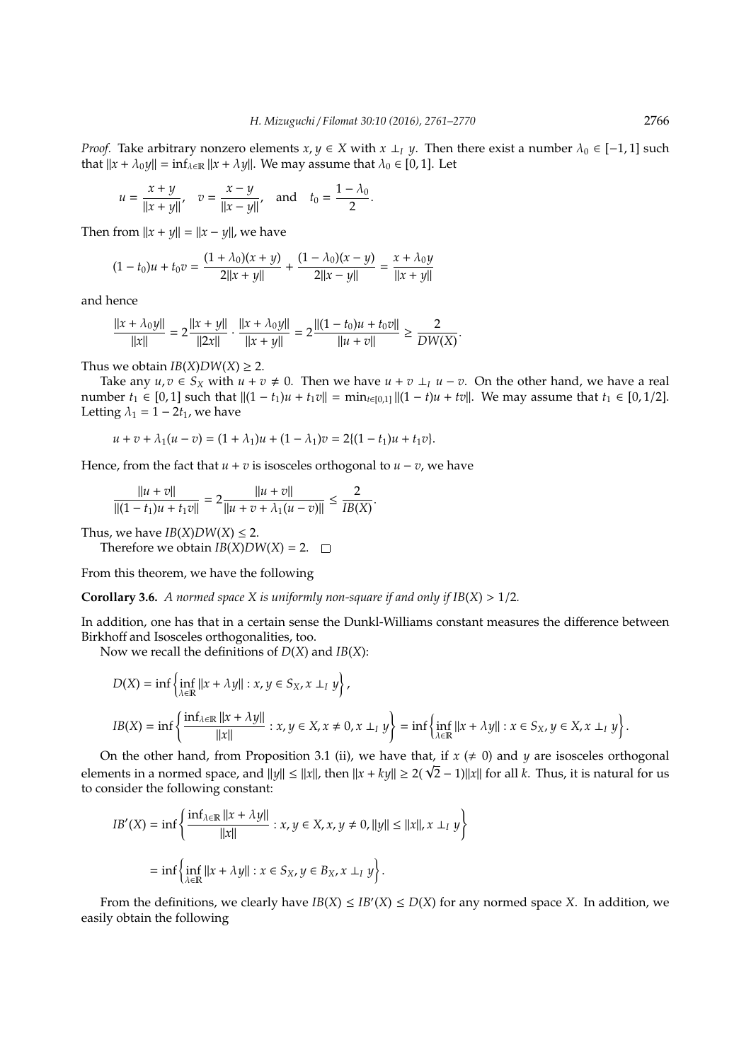*Proof.* Take arbitrary nonzero elements $x, y \in X$ with $x \perp_I y$. Then there exist a number $\lambda_0 \in [-1, 1]$ such that $\|x + \lambda_0 y\| = \inf_{\lambda \in \mathbb{R}} \|x + \lambda y\|$. We may assume that $\lambda_0 \in [0, 1]$. Let

$$u = \frac{x+y}{\|x+y\|}, \quad v = \frac{x-y}{\|x-y\|}, \quad \text{and} \quad t_0 = \frac{1-\lambda_0}{2}.$$

Then from $\|x + y\| = \|x - y\|$, we have

$$(1-t_0)u + t_0 v = \frac{(1+\lambda_0)(x+y)}{2\|x+y\|} + \frac{(1-\lambda_0)(x-y)}{2\|x-y\|} = \frac{x+\lambda_0 y}{\|x+y\|}$$

and hence

$$\frac{\|x+\lambda_0 y\|}{\|x\|} = 2\frac{\|x+y\|}{\|2x\|} \cdot \frac{\|x+\lambda_0 y\|}{\|x+y\|} = 2\frac{\|(1-t_0)u + t_0 v\|}{\|u+v\|} \geq \frac{2}{DW(X)}.$$

Thus we obtain $IB(X)DW(X) \geq 2$.

Take any $u, v \in S_X$ with $u + v \neq 0$. Then we have $u + v \perp_I u - v$. On the other hand, we have a real number $t_1 \in [0, 1]$ such that $\|(1-t_1)u + t_1 v\| = \min_{t \in [0,1]} \|(1-t)u + tv\|$. We may assume that $t_1 \in [0, 1/2]$. Letting $\lambda_1 = 1 - 2t_1$, we have

$$u + v + \lambda_1(u - v) = (1+\lambda_1)u + (1-\lambda_1)v = 2\{(1-t_1)u + t_1 v\}.$$

Hence, from the fact that $u + v$ is isosceles orthogonal to $u - v$, we have

$$\frac{\|u+v\|}{\|(1-t_1)u + t_1 v\|} = 2\frac{\|u+v\|}{\|u+v+\lambda_1(u-v)\|} \leq \frac{2}{IB(X)}.$$

Thus, we have $IB(X)DW(X) \leq 2$.

Therefore we obtain $IB(X)DW(X) = 2$. $\square$

From this theorem, we have the following

**Corollary 3.6.** *A normed space $X$ is uniformly non-square if and only if $IB(X) > 1/2$.*

In addition, one has that in a certain sense the Dunkl-Williams constant measures the difference between Birkhoff and Isosceles orthogonalities, too.

Now we recall the definitions of $D(X)$ and $IB(X)$:

$$D(X) = \inf\left\{\inf_{\lambda \in \mathbb{R}} \|x + \lambda y\| : x, y \in S_X, x \perp_I y\right\},$$

$$IB(X) = \inf\left\{\frac{\inf_{\lambda \in \mathbb{R}} \|x + \lambda y\|}{\|x\|} : x, y \in X, x \neq 0, x \perp_I y\right\} = \inf\left\{\inf_{\lambda \in \mathbb{R}} \|x + \lambda y\| : x \in S_X, y \in X, x \perp_I y\right\}.$$

On the other hand, from Proposition 3.1 (ii), we have that, if $x$ ($\neq 0$) and $y$ are isosceles orthogonal elements in a normed space, and $\|y\| \leq \|x\|$, then $\|x + ky\| \geq 2(\sqrt{2} - 1)\|x\|$ for all $k$. Thus, it is natural for us to consider the following constant:

$$IB'(X) = \inf\left\{\frac{\inf_{\lambda \in \mathbb{R}} \|x + \lambda y\|}{\|x\|} : x, y \in X, x, y \neq 0, \|y\| \leq \|x\|, x \perp_I y\right\}$$

$$= \inf\left\{\inf_{\lambda \in \mathbb{R}} \|x + \lambda y\| : x \in S_X, y \in B_X, x \perp_I y\right\}.$$

From the definitions, we clearly have $IB(X) \leq IB'(X) \leq D(X)$ for any normed space $X$. In addition, we easily obtain the following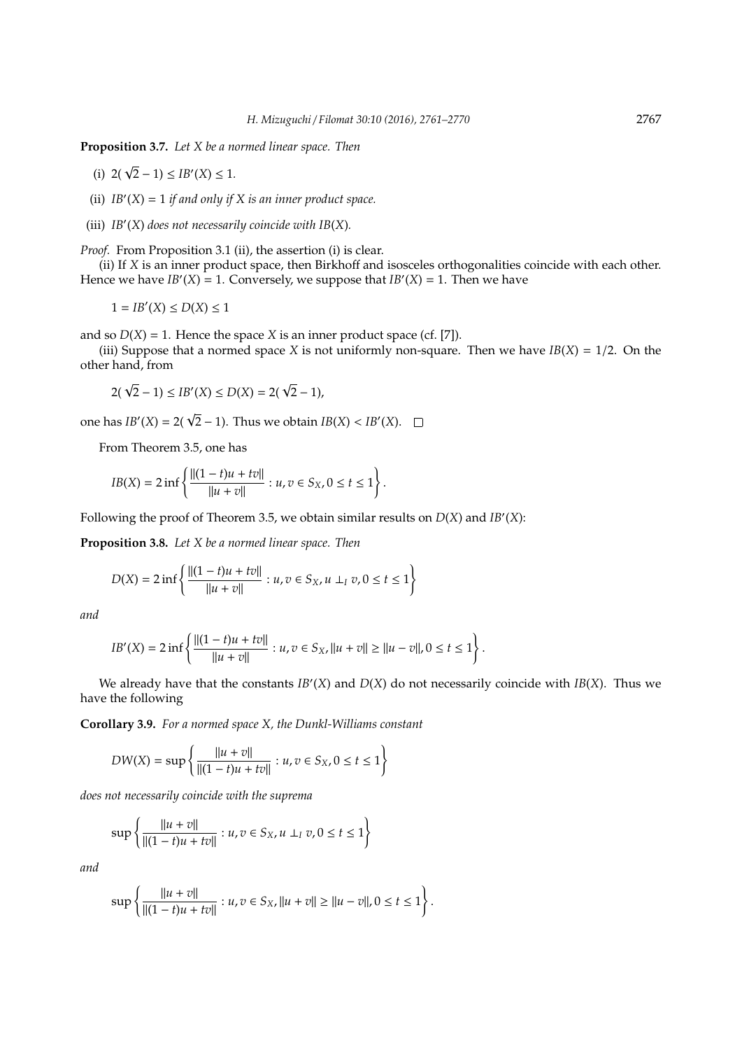**Proposition 3.7.** *Let $X$ be a normed linear space. Then*

(i) $2(\sqrt{2}-1) \leq IB'(X) \leq 1$.

(ii) *$IB'(X) = 1$ if and only if $X$ is an inner product space.*

(iii) *$IB'(X)$ does not necessarily coincide with $IB(X)$.*

*Proof.* From Proposition 3.1 (ii), the assertion (i) is clear.

(ii) If $X$ is an inner product space, then Birkhoff and isosceles orthogonalities coincide with each other. Hence we have $IB'(X) = 1$. Conversely, we suppose that $IB'(X) = 1$. Then we have

$$1 = IB'(X) \leq D(X) \leq 1$$

and so $D(X) = 1$. Hence the space $X$ is an inner product space (cf. [7]).

(iii) Suppose that a normed space $X$ is not uniformly non-square. Then we have $IB(X) = 1/2$. On the other hand, from

$$2(\sqrt{2}-1) \leq IB'(X) \leq D(X) = 2(\sqrt{2}-1),$$

one has $IB'(X) = 2(\sqrt{2}-1)$. Thus we obtain $IB(X) < IB'(X)$. $\square$

From Theorem 3.5, one has

$$IB(X) = 2\inf\left\{\frac{\|(1-t)u+tv\|}{\|u+v\|} : u, v \in S_X, 0 \leq t \leq 1\right\}.$$

Following the proof of Theorem 3.5, we obtain similar results on $D(X)$ and $IB'(X)$:

**Proposition 3.8.** *Let $X$ be a normed linear space. Then*

$$D(X) = 2\inf\left\{\frac{\|(1-t)u+tv\|}{\|u+v\|} : u, v \in S_X, u \perp_I v, 0 \leq t \leq 1\right\}$$

*and*

$$IB'(X) = 2\inf\left\{\frac{\|(1-t)u+tv\|}{\|u+v\|} : u, v \in S_X, \|u+v\| \geq \|u-v\|, 0 \leq t \leq 1\right\}.$$

We already have that the constants $IB'(X)$ and $D(X)$ do not necessarily coincide with $IB(X)$. Thus we have the following

**Corollary 3.9.** *For a normed space $X$, the Dunkl-Williams constant*

$$DW(X) = \sup\left\{\frac{\|u+v\|}{\|(1-t)u+tv\|} : u, v \in S_X, 0 \leq t \leq 1\right\}$$

*does not necessarily coincide with the suprema*

$$\sup\left\{\frac{\|u+v\|}{\|(1-t)u+tv\|} : u, v \in S_X, u \perp_I v, 0 \leq t \leq 1\right\}$$

*and*

$$\sup\left\{\frac{\|u+v\|}{\|(1-t)u+tv\|} : u, v \in S_X, \|u+v\| \geq \|u-v\|, 0 \leq t \leq 1\right\}.$$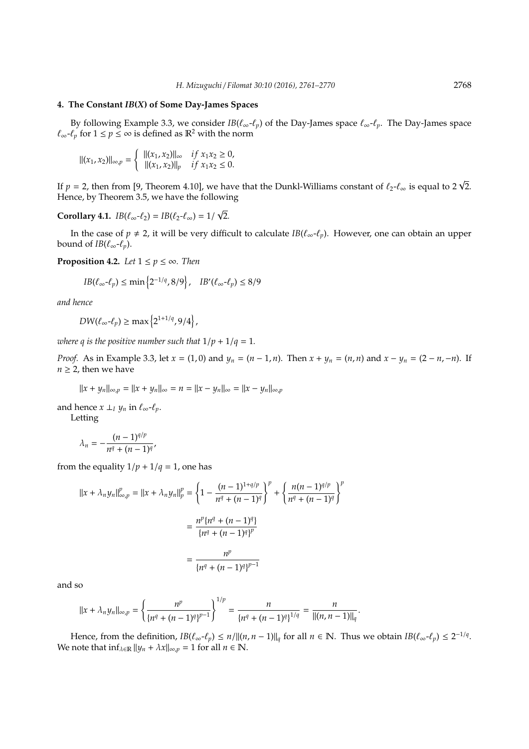## 4. The Constant $IB(X)$ of Some Day-James Spaces

By following Example 3.3, we consider $IB(\ell_\infty\text{-}\ell_p)$ of the Day-James space $\ell_\infty\text{-}\ell_p$. The Day-James space $\ell_\infty\text{-}\ell_p$ for $1 \le p \le \infty$ is defined as $\mathbb{R}^2$ with the norm

$$\|(x_1, x_2)\|_{\infty,p} = \begin{cases} \|(x_1, x_2)\|_\infty & if\ x_1 x_2 \ge 0, \\ \|(x_1, x_2)\|_p & if\ x_1 x_2 \le 0. \end{cases}$$

If $p = 2$, then from [9, Theorem 4.10], we have that the Dunkl-Williams constant of $\ell_2\text{-}\ell_\infty$ is equal to $2\sqrt{2}$. Hence, by Theorem 3.5, we have the following

**Corollary 4.1.** *$IB(\ell_\infty\text{-}\ell_2) = IB(\ell_2\text{-}\ell_\infty) = 1/\sqrt{2}$.*

In the case of $p \ne 2$, it will be very difficult to calculate $IB(\ell_\infty\text{-}\ell_p)$. However, one can obtain an upper bound of $IB(\ell_\infty\text{-}\ell_p)$.

**Proposition 4.2.** *Let $1 \le p \le \infty$. Then*

$$IB(\ell_\infty\text{-}\ell_p) \le \min\left\{2^{-1/q}, 8/9\right\}, \quad IB'(\ell_\infty\text{-}\ell_p) \le 8/9$$

*and hence*

$$DW(\ell_\infty\text{-}\ell_p) \ge \max\left\{2^{1+1/q}, 9/4\right\},$$

*where $q$ is the positive number such that $1/p + 1/q = 1$.*

*Proof.* As in Example 3.3, let $x = (1, 0)$ and $y_n = (n-1, n)$. Then $x + y_n = (n, n)$ and $x - y_n = (2-n, -n)$. If $n \ge 2$, then we have

$$\|x + y_n\|_{\infty,p} = \|x + y_n\|_\infty = n = \|x - y_n\|_\infty = \|x - y_n\|_{\infty,p}$$

and hence $x \perp_I y_n$ in $\ell_\infty\text{-}\ell_p$.

Letting

$$\lambda_n = -\frac{(n-1)^{q/p}}{n^q + (n-1)^q},$$

from the equality $1/p + 1/q = 1$, one has

$$\begin{aligned} \|x + \lambda_n y_n\|_{\infty,p}^p = \|x + \lambda_n y_n\|_p^p &= \left\{1 - \frac{(n-1)^{1+q/p}}{n^q + (n-1)^q}\right\}^p + \left\{\frac{n(n-1)^{q/p}}{n^q + (n-1)^q}\right\}^p \\ &= \frac{n^p\{n^q + (n-1)^q\}}{\{n^q + (n-1)^q\}^p} \\ &= \frac{n^p}{\{n^q + (n-1)^q\}^{p-1}} \end{aligned}$$

and so

$$\|x + \lambda_n y_n\|_{\infty,p} = \left\{\frac{n^p}{\{n^q + (n-1)^q\}^{p-1}}\right\}^{1/p} = \frac{n}{\{n^q + (n-1)^q\}^{1/q}} = \frac{n}{\|(n, n-1)\|_q}.$$

Hence, from the definition, $IB(\ell_\infty\text{-}\ell_p) \le n/\|(n, n-1)\|_q$ for all $n \in \mathbb{N}$. Thus we obtain $IB(\ell_\infty\text{-}\ell_p) \le 2^{-1/q}$. We note that $\inf_{\lambda \in \mathbb{R}} \|y_n + \lambda x\|_{\infty,p} = 1$ for all $n \in \mathbb{N}$.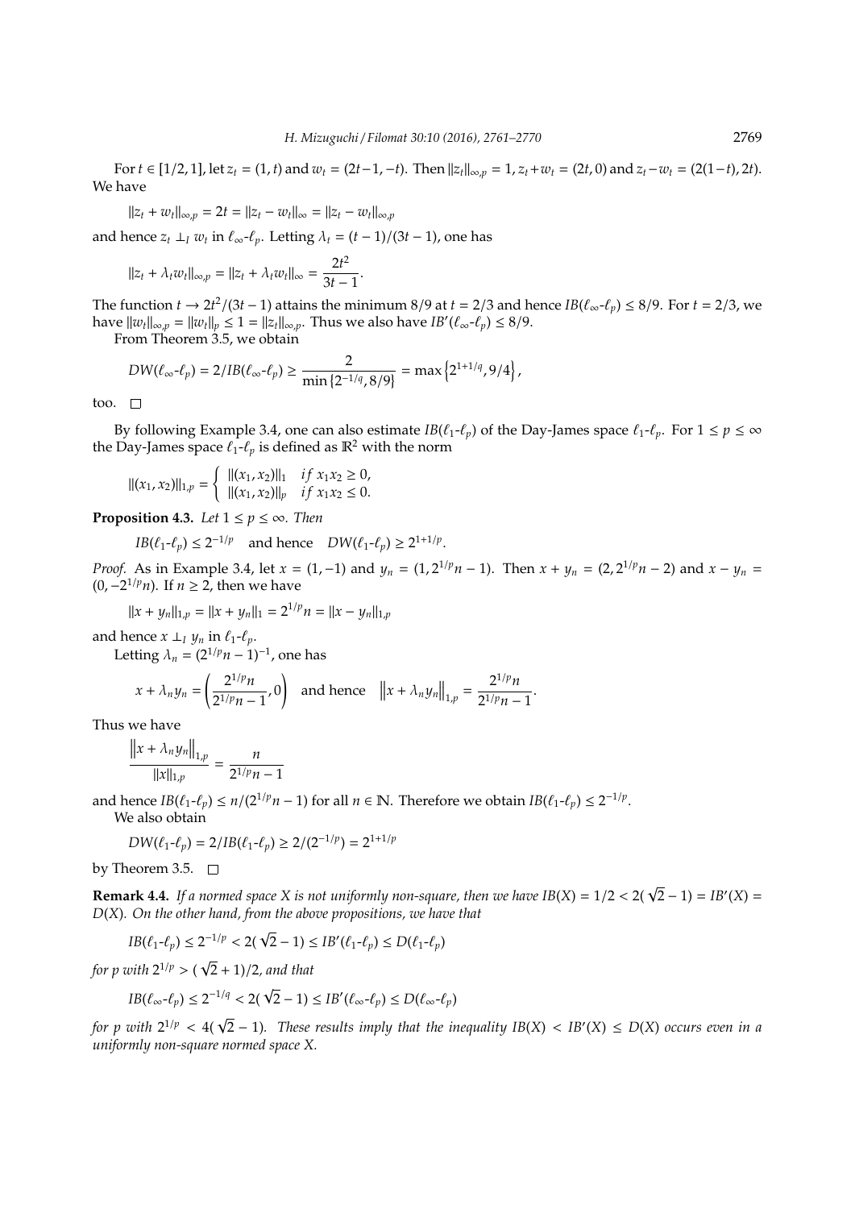For $t \in [1/2, 1]$, let $z_t = (1, t)$ and $w_t = (2t-1, -t)$. Then $\|z_t\|_{\infty,p} = 1$, $z_t + w_t = (2t, 0)$ and $z_t - w_t = (2(1-t), 2t)$. We have

$$\|z_t + w_t\|_{\infty,p} = 2t = \|z_t - w_t\|_\infty = \|z_t - w_t\|_{\infty,p}$$

and hence $z_t \perp_I w_t$ in $\ell_\infty$-$\ell_p$. Letting $\lambda_t = (t-1)/(3t-1)$, one has

$$\|z_t + \lambda_t w_t\|_{\infty,p} = \|z_t + \lambda_t w_t\|_\infty = \frac{2t^2}{3t-1}.$$

The function $t \to 2t^2/(3t-1)$ attains the minimum $8/9$ at $t = 2/3$ and hence $IB(\ell_\infty$-$\ell_p) \le 8/9$. For $t = 2/3$, we have $\|w_t\|_{\infty,p} = \|w_t\|_p \le 1 = \|z_t\|_{\infty,p}$. Thus we also have $IB'(\ell_\infty$-$\ell_p) \le 8/9$.

From Theorem 3.5, we obtain

$$DW(\ell_\infty\text{-}\ell_p) = 2/IB(\ell_\infty\text{-}\ell_p) \ge \frac{2}{\min\{2^{-1/q}, 8/9\}} = \max\left\{2^{1+1/q}, 9/4\right\},$$

too. □

By following Example 3.4, one can also estimate $IB(\ell_1$-$\ell_p)$ of the Day-James space $\ell_1$-$\ell_p$. For $1 \le p \le \infty$ the Day-James space $\ell_1$-$\ell_p$ is defined as $\mathbb{R}^2$ with the norm

$$\|(x_1, x_2)\|_{1,p} = \begin{cases} \|(x_1, x_2)\|_1 & if\ x_1x_2 \ge 0, \\ \|(x_1, x_2)\|_p & if\ x_1x_2 \le 0. \end{cases}$$

**Proposition 4.3.** *Let $1 \le p \le \infty$. Then*

$$IB(\ell_1\text{-}\ell_p) \le 2^{-1/p} \quad \text{and hence} \quad DW(\ell_1\text{-}\ell_p) \ge 2^{1+1/p}.$$

*Proof.* As in Example 3.4, let $x = (1, -1)$ and $y_n = (1, 2^{1/p}n - 1)$. Then $x + y_n = (2, 2^{1/p}n - 2)$ and $x - y_n = (0, -2^{1/p}n)$. If $n \ge 2$, then we have

$$\|x + y_n\|_{1,p} = \|x + y_n\|_1 = 2^{1/p}n = \|x - y_n\|_{1,p}$$

and hence $x \perp_I y_n$ in $\ell_1$-$\ell_p$.

Letting $\lambda_n = (2^{1/p}n - 1)^{-1}$, one has

$$x + \lambda_n y_n = \left(\frac{2^{1/p}n}{2^{1/p}n - 1}, 0\right) \quad \text{and hence} \quad \left\|x + \lambda_n y_n\right\|_{1,p} = \frac{2^{1/p}n}{2^{1/p}n - 1}.$$

Thus we have

$$\frac{\left\|x + \lambda_n y_n\right\|_{1,p}}{\|x\|_{1,p}} = \frac{n}{2^{1/p}n - 1}$$

and hence $IB(\ell_1$-$\ell_p) \le n/(2^{1/p}n - 1)$ for all $n \in \mathbb{N}$. Therefore we obtain $IB(\ell_1$-$\ell_p) \le 2^{-1/p}$.

We also obtain

$$DW(\ell_1\text{-}\ell_p) = 2/IB(\ell_1\text{-}\ell_p) \ge 2/(2^{-1/p}) = 2^{1+1/p}$$

by Theorem 3.5. □

**Remark 4.4.** *If a normed space $X$ is not uniformly non-square, then we have $IB(X) = 1/2 < 2(\sqrt{2} - 1) = IB'(X) = D(X)$. On the other hand, from the above propositions, we have that*

$$IB(\ell_1\text{-}\ell_p) \le 2^{-1/p} < 2(\sqrt{2} - 1) \le IB'(\ell_1\text{-}\ell_p) \le D(\ell_1\text{-}\ell_p)$$

*for $p$ with $2^{1/p} > (\sqrt{2} + 1)/2$, and that*

$$IB(\ell_\infty\text{-}\ell_p) \le 2^{-1/q} < 2(\sqrt{2} - 1) \le IB'(\ell_\infty\text{-}\ell_p) \le D(\ell_\infty\text{-}\ell_p)$$

*for $p$ with $2^{1/p} < 4(\sqrt{2} - 1)$. These results imply that the inequality $IB(X) < IB'(X) \le D(X)$ occurs even in a uniformly non-square normed space $X$.*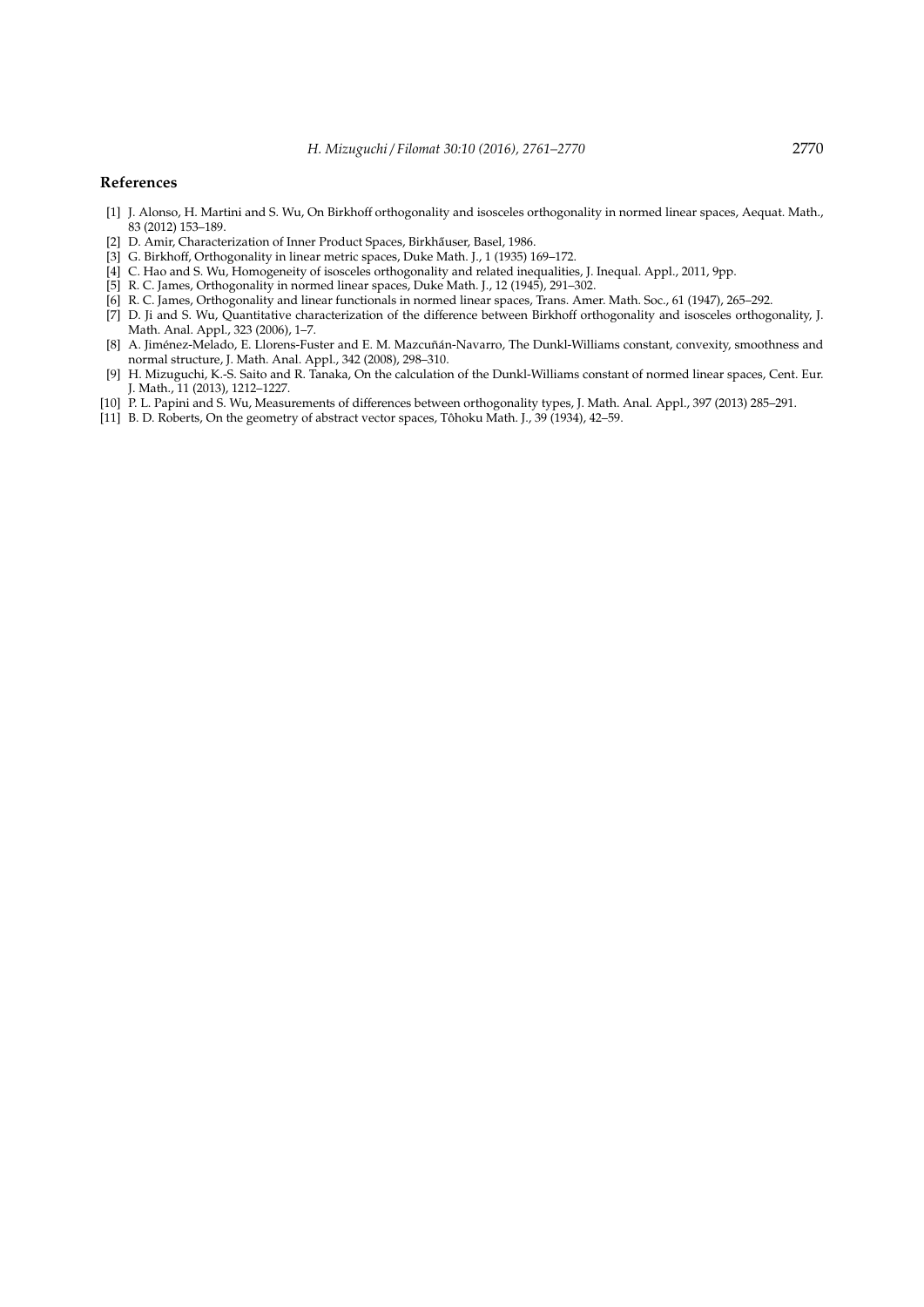## References

[1] J. Alonso, H. Martini and S. Wu, On Birkhoff orthogonality and isosceles orthogonality in normed linear spaces, Aequat. Math., 83 (2012) 153–189.

[2] D. Amir, Characterization of Inner Product Spaces, Birkhǎuser, Basel, 1986.

[3] G. Birkhoff, Orthogonality in linear metric spaces, Duke Math. J., 1 (1935) 169–172.

[4] C. Hao and S. Wu, Homogeneity of isosceles orthogonality and related inequalities, J. Inequal. Appl., 2011, 9pp.

[5] R. C. James, Orthogonality in normed linear spaces, Duke Math. J., 12 (1945), 291–302.

[6] R. C. James, Orthogonality and linear functionals in normed linear spaces, Trans. Amer. Math. Soc., 61 (1947), 265–292.

[7] D. Ji and S. Wu, Quantitative characterization of the difference between Birkhoff orthogonality and isosceles orthogonality, J. Math. Anal. Appl., 323 (2006), 1–7.

[8] A. Jiménez-Melado, E. Llorens-Fuster and E. M. Mazcuñán-Navarro, The Dunkl-Williams constant, convexity, smoothness and normal structure, J. Math. Anal. Appl., 342 (2008), 298–310.

[9] H. Mizuguchi, K.-S. Saito and R. Tanaka, On the calculation of the Dunkl-Williams constant of normed linear spaces, Cent. Eur. J. Math., 11 (2013), 1212–1227.

[10] P. L. Papini and S. Wu, Measurements of differences between orthogonality types, J. Math. Anal. Appl., 397 (2013) 285–291.

[11] B. D. Roberts, On the geometry of abstract vector spaces, Tôhoku Math. J., 39 (1934), 42–59.